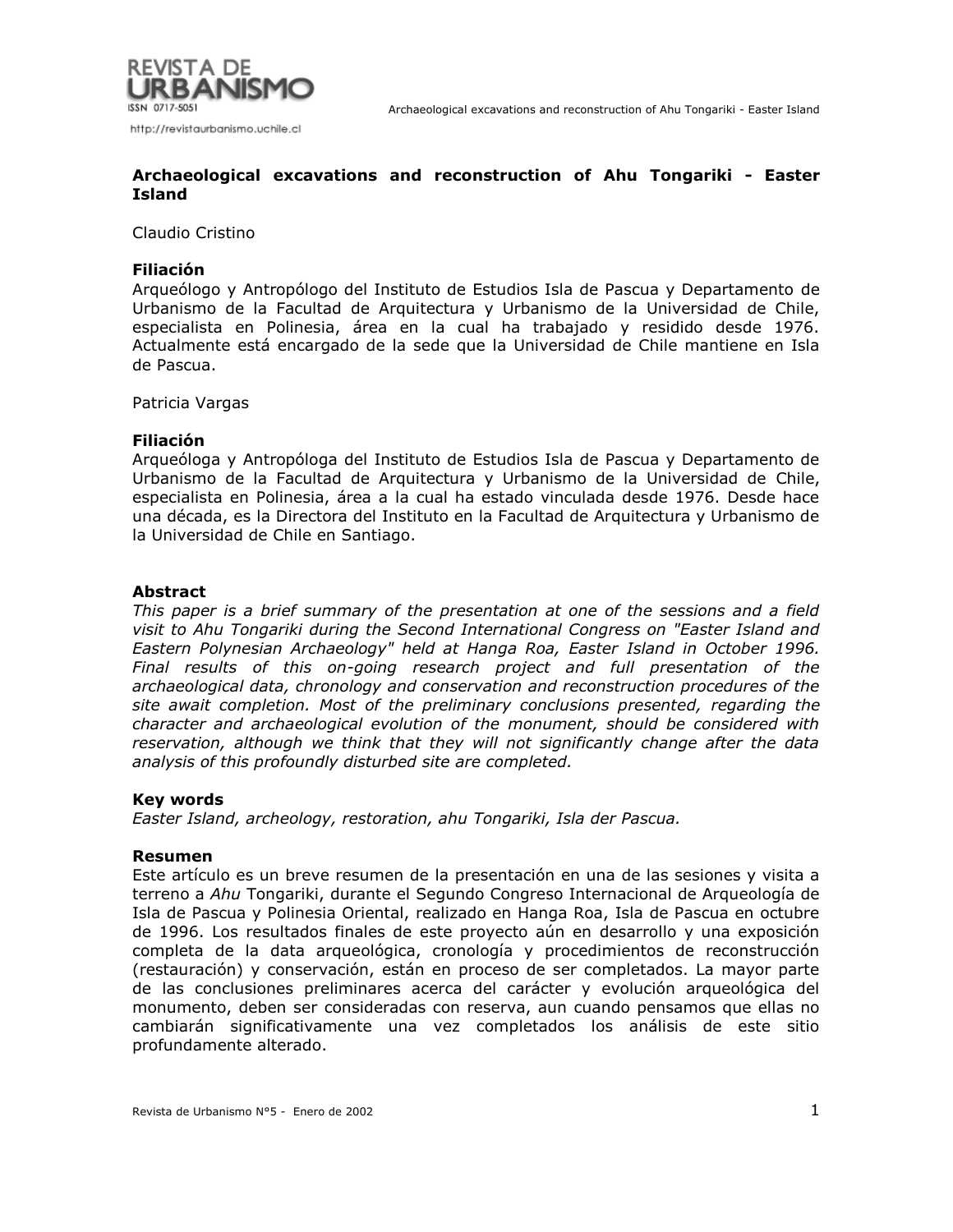# Archaeological excavations and reconstruction of Ahu Tongariki - Easter Island

Claudio Cristino

**Filiación**
Arqueólogo y Antropólogo del Instituto de Estudios Isla de Pascua y Departamento de Urbanismo de la Facultad de Arquitectura y Urbanismo de la Universidad de Chile, especialista en Polinesia, área en la cual ha trabajado y residido desde 1976. Actualmente está encargado de la sede que la Universidad de Chile mantiene en Isla de Pascua.

Patricia Vargas

**Filiación**
Arqueóloga y Antropóloga del Instituto de Estudios Isla de Pascua y Departamento de Urbanismo de la Facultad de Arquitectura y Urbanismo de la Universidad de Chile, especialista en Polinesia, área a la cual ha estado vinculada desde 1976. Desde hace una década, es la Directora del Instituto en la Facultad de Arquitectura y Urbanismo de la Universidad de Chile en Santiago.

## Abstract

*This paper is a brief summary of the presentation at one of the sessions and a field visit to Ahu Tongariki during the Second International Congress on "Easter Island and Eastern Polynesian Archaeology" held at Hanga Roa, Easter Island in October 1996. Final results of this on-going research project and full presentation of the archaeological data, chronology and conservation and reconstruction procedures of the site await completion. Most of the preliminary conclusions presented, regarding the character and archaeological evolution of the monument, should be considered with reservation, although we think that they will not significantly change after the data analysis of this profoundly disturbed site are completed.*

## Key words

*Easter Island, archeology, restoration, ahu Tongariki, Isla der Pascua.*

## Resumen

Este artículo es un breve resumen de la presentación en una de las sesiones y visita a terreno a *Ahu* Tongariki, durante el Segundo Congreso Internacional de Arqueología de Isla de Pascua y Polinesia Oriental, realizado en Hanga Roa, Isla de Pascua en octubre de 1996. Los resultados finales de este proyecto aún en desarrollo y una exposición completa de la data arqueológica, cronología y procedimientos de reconstrucción (restauración) y conservación, están en proceso de ser completados. La mayor parte de las conclusiones preliminares acerca del carácter y evolución arqueológica del monumento, deben ser consideradas con reserva, aun cuando pensamos que ellas no cambiarán significativamente una vez completados los análisis de este sitio profundamente alterado.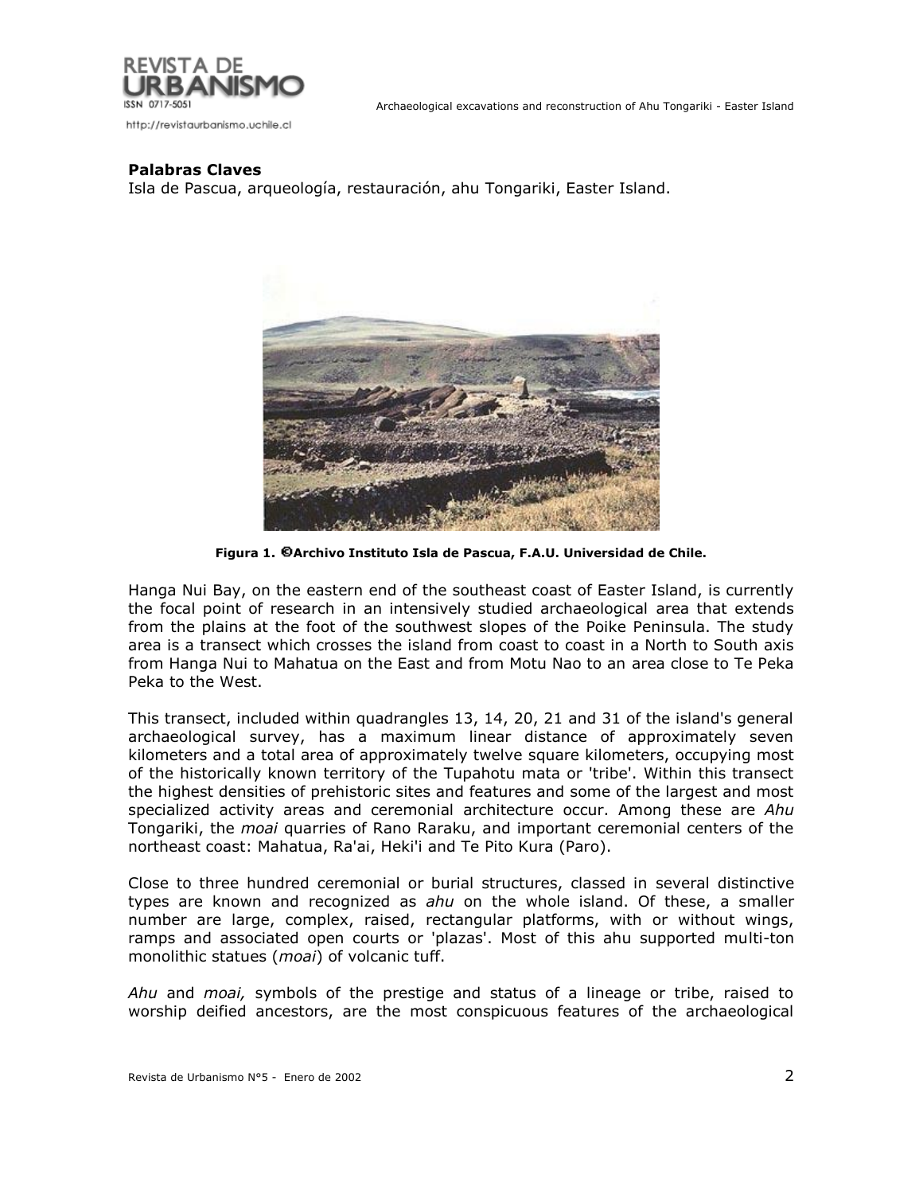**Palabras Claves**
Isla de Pascua, arqueología, restauración, ahu Tongariki, Easter Island.

**Figura 1. ©Archivo Instituto Isla de Pascua, F.A.U. Universidad de Chile.**

Hanga Nui Bay, on the eastern end of the southeast coast of Easter Island, is currently the focal point of research in an intensively studied archaeological area that extends from the plains at the foot of the southwest slopes of the Poike Peninsula. The study area is a transect which crosses the island from coast to coast in a North to South axis from Hanga Nui to Mahatua on the East and from Motu Nao to an area close to Te Peka Peka to the West.

This transect, included within quadrangles 13, 14, 20, 21 and 31 of the island's general archaeological survey, has a maximum linear distance of approximately seven kilometers and a total area of approximately twelve square kilometers, occupying most of the historically known territory of the Tupahotu mata or 'tribe'. Within this transect the highest densities of prehistoric sites and features and some of the largest and most specialized activity areas and ceremonial architecture occur. Among these are *Ahu* Tongariki, the *moai* quarries of Rano Raraku, and important ceremonial centers of the northeast coast: Mahatua, Ra'ai, Heki'i and Te Pito Kura (Paro).

Close to three hundred ceremonial or burial structures, classed in several distinctive types are known and recognized as *ahu* on the whole island. Of these, a smaller number are large, complex, raised, rectangular platforms, with or without wings, ramps and associated open courts or 'plazas'. Most of this ahu supported multi-ton monolithic statues (*moai*) of volcanic tuff.

*Ahu* and *moai,* symbols of the prestige and status of a lineage or tribe, raised to worship deified ancestors, are the most conspicuous features of the archaeological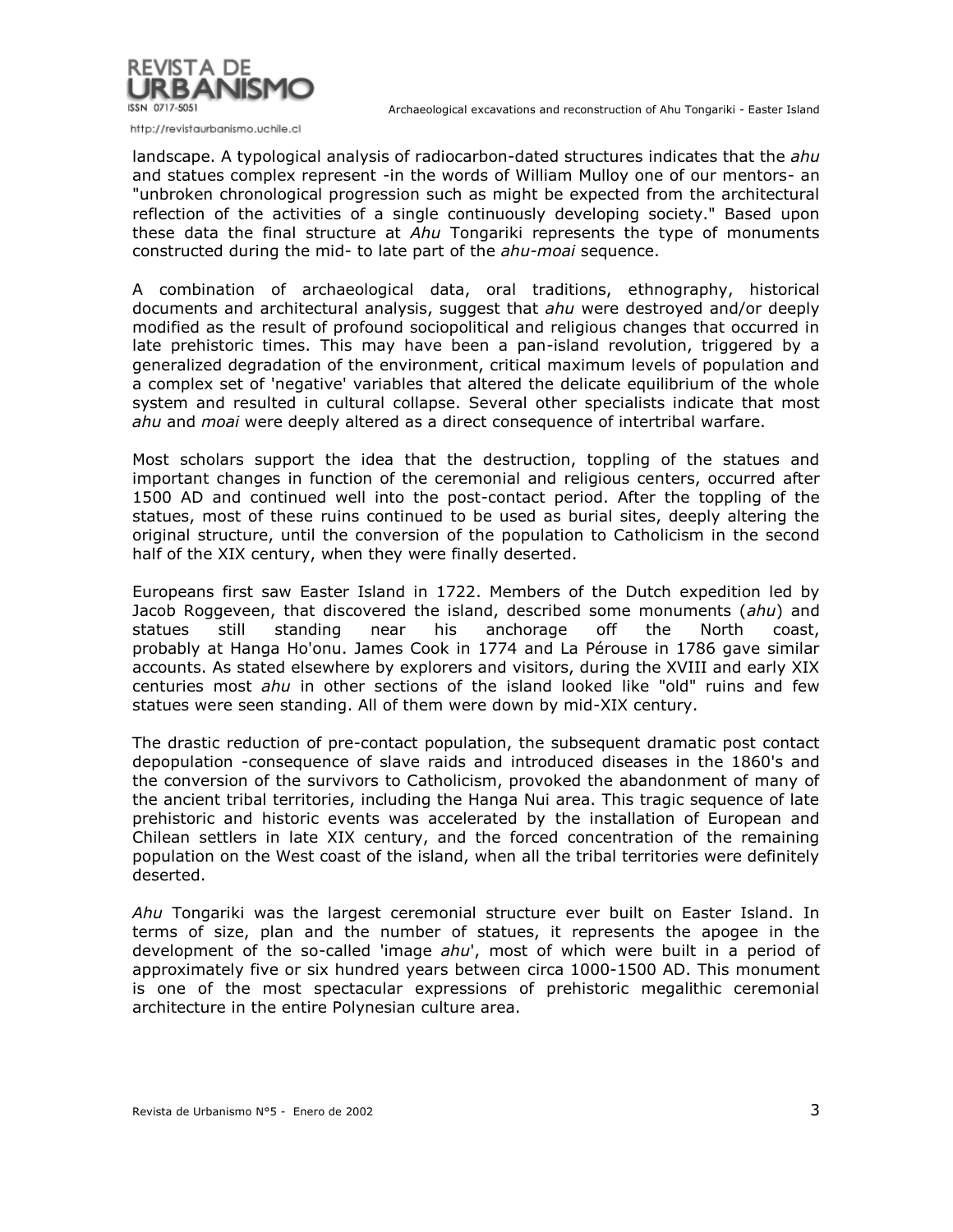landscape. A typological analysis of radiocarbon-dated structures indicates that the *ahu* and statues complex represent -in the words of William Mulloy one of our mentors- an "unbroken chronological progression such as might be expected from the architectural reflection of the activities of a single continuously developing society." Based upon these data the final structure at *Ahu* Tongariki represents the type of monuments constructed during the mid- to late part of the *ahu-moai* sequence.

A combination of archaeological data, oral traditions, ethnography, historical documents and architectural analysis, suggest that *ahu* were destroyed and/or deeply modified as the result of profound sociopolitical and religious changes that occurred in late prehistoric times. This may have been a pan-island revolution, triggered by a generalized degradation of the environment, critical maximum levels of population and a complex set of 'negative' variables that altered the delicate equilibrium of the whole system and resulted in cultural collapse. Several other specialists indicate that most *ahu* and *moai* were deeply altered as a direct consequence of intertribal warfare.

Most scholars support the idea that the destruction, toppling of the statues and important changes in function of the ceremonial and religious centers, occurred after 1500 AD and continued well into the post-contact period. After the toppling of the statues, most of these ruins continued to be used as burial sites, deeply altering the original structure, until the conversion of the population to Catholicism in the second half of the XIX century, when they were finally deserted.

Europeans first saw Easter Island in 1722. Members of the Dutch expedition led by Jacob Roggeveen, that discovered the island, described some monuments (*ahu*) and statues still standing near his anchorage off the North coast, probably at Hanga Ho'onu. James Cook in 1774 and La Pérouse in 1786 gave similar accounts. As stated elsewhere by explorers and visitors, during the XVIII and early XIX centuries most *ahu* in other sections of the island looked like "old" ruins and few statues were seen standing. All of them were down by mid-XIX century.

The drastic reduction of pre-contact population, the subsequent dramatic post contact depopulation -consequence of slave raids and introduced diseases in the 1860's and the conversion of the survivors to Catholicism, provoked the abandonment of many of the ancient tribal territories, including the Hanga Nui area. This tragic sequence of late prehistoric and historic events was accelerated by the installation of European and Chilean settlers in late XIX century, and the forced concentration of the remaining population on the West coast of the island, when all the tribal territories were definitely deserted.

*Ahu* Tongariki was the largest ceremonial structure ever built on Easter Island. In terms of size, plan and the number of statues, it represents the apogee in the development of the so-called 'image *ahu*', most of which were built in a period of approximately five or six hundred years between circa 1000-1500 AD. This monument is one of the most spectacular expressions of prehistoric megalithic ceremonial architecture in the entire Polynesian culture area.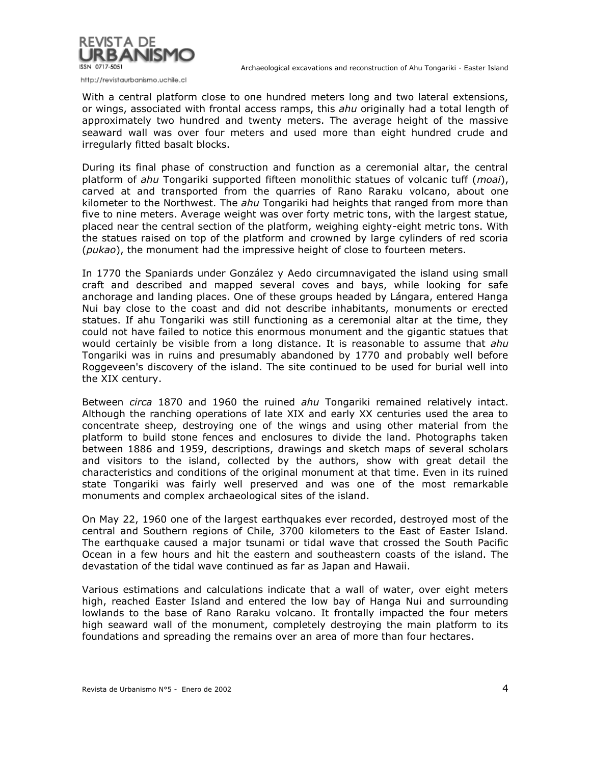With a central platform close to one hundred meters long and two lateral extensions, or wings, associated with frontal access ramps, this *ahu* originally had a total length of approximately two hundred and twenty meters. The average height of the massive seaward wall was over four meters and used more than eight hundred crude and irregularly fitted basalt blocks.

During its final phase of construction and function as a ceremonial altar, the central platform of *ahu* Tongariki supported fifteen monolithic statues of volcanic tuff (*moai*), carved at and transported from the quarries of Rano Raraku volcano, about one kilometer to the Northwest. The *ahu* Tongariki had heights that ranged from more than five to nine meters. Average weight was over forty metric tons, with the largest statue, placed near the central section of the platform, weighing eighty-eight metric tons. With the statues raised on top of the platform and crowned by large cylinders of red scoria (*pukao*), the monument had the impressive height of close to fourteen meters.

In 1770 the Spaniards under González y Aedo circumnavigated the island using small craft and described and mapped several coves and bays, while looking for safe anchorage and landing places. One of these groups headed by Lángara, entered Hanga Nui bay close to the coast and did not describe inhabitants, monuments or erected statues. If ahu Tongariki was still functioning as a ceremonial altar at the time, they could not have failed to notice this enormous monument and the gigantic statues that would certainly be visible from a long distance. It is reasonable to assume that *ahu* Tongariki was in ruins and presumably abandoned by 1770 and probably well before Roggeveen's discovery of the island. The site continued to be used for burial well into the XIX century.

Between *circa* 1870 and 1960 the ruined *ahu* Tongariki remained relatively intact. Although the ranching operations of late XIX and early XX centuries used the area to concentrate sheep, destroying one of the wings and using other material from the platform to build stone fences and enclosures to divide the land. Photographs taken between 1886 and 1959, descriptions, drawings and sketch maps of several scholars and visitors to the island, collected by the authors, show with great detail the characteristics and conditions of the original monument at that time. Even in its ruined state Tongariki was fairly well preserved and was one of the most remarkable monuments and complex archaeological sites of the island.

On May 22, 1960 one of the largest earthquakes ever recorded, destroyed most of the central and Southern regions of Chile, 3700 kilometers to the East of Easter Island. The earthquake caused a major tsunami or tidal wave that crossed the South Pacific Ocean in a few hours and hit the eastern and southeastern coasts of the island. The devastation of the tidal wave continued as far as Japan and Hawaii.

Various estimations and calculations indicate that a wall of water, over eight meters high, reached Easter Island and entered the low bay of Hanga Nui and surrounding lowlands to the base of Rano Raraku volcano. It frontally impacted the four meters high seaward wall of the monument, completely destroying the main platform to its foundations and spreading the remains over an area of more than four hectares.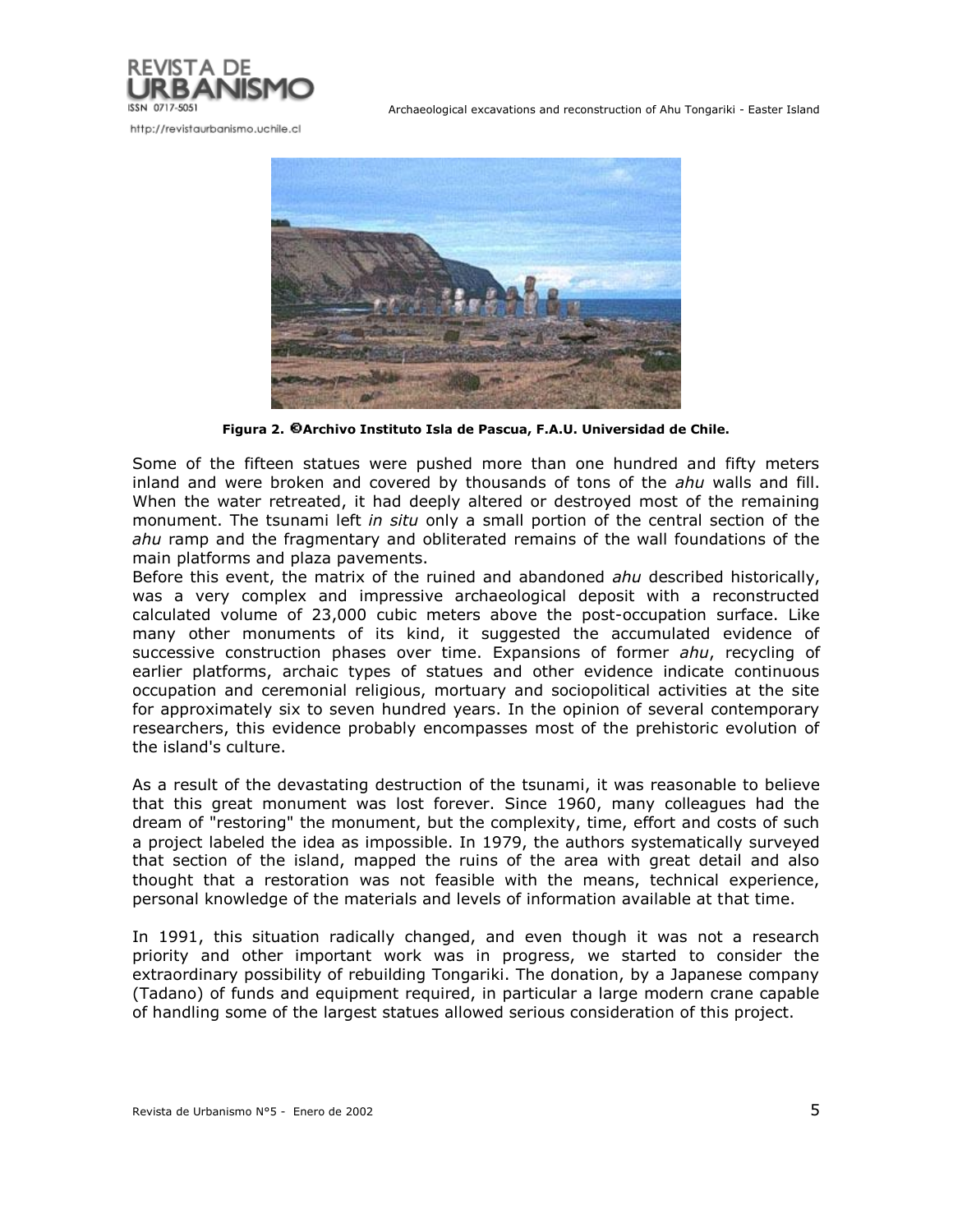Figura 2. ©Archivo Instituto Isla de Pascua, F.A.U. Universidad de Chile.

Some of the fifteen statues were pushed more than one hundred and fifty meters inland and were broken and covered by thousands of tons of the *ahu* walls and fill. When the water retreated, it had deeply altered or destroyed most of the remaining monument. The tsunami left *in situ* only a small portion of the central section of the *ahu* ramp and the fragmentary and obliterated remains of the wall foundations of the main platforms and plaza pavements.
Before this event, the matrix of the ruined and abandoned *ahu* described historically, was a very complex and impressive archaeological deposit with a reconstructed calculated volume of 23,000 cubic meters above the post-occupation surface. Like many other monuments of its kind, it suggested the accumulated evidence of successive construction phases over time. Expansions of former *ahu*, recycling of earlier platforms, archaic types of statues and other evidence indicate continuous occupation and ceremonial religious, mortuary and sociopolitical activities at the site for approximately six to seven hundred years. In the opinion of several contemporary researchers, this evidence probably encompasses most of the prehistoric evolution of the island's culture.

As a result of the devastating destruction of the tsunami, it was reasonable to believe that this great monument was lost forever. Since 1960, many colleagues had the dream of "restoring" the monument, but the complexity, time, effort and costs of such a project labeled the idea as impossible. In 1979, the authors systematically surveyed that section of the island, mapped the ruins of the area with great detail and also thought that a restoration was not feasible with the means, technical experience, personal knowledge of the materials and levels of information available at that time.

In 1991, this situation radically changed, and even though it was not a research priority and other important work was in progress, we started to consider the extraordinary possibility of rebuilding Tongariki. The donation, by a Japanese company (Tadano) of funds and equipment required, in particular a large modern crane capable of handling some of the largest statues allowed serious consideration of this project.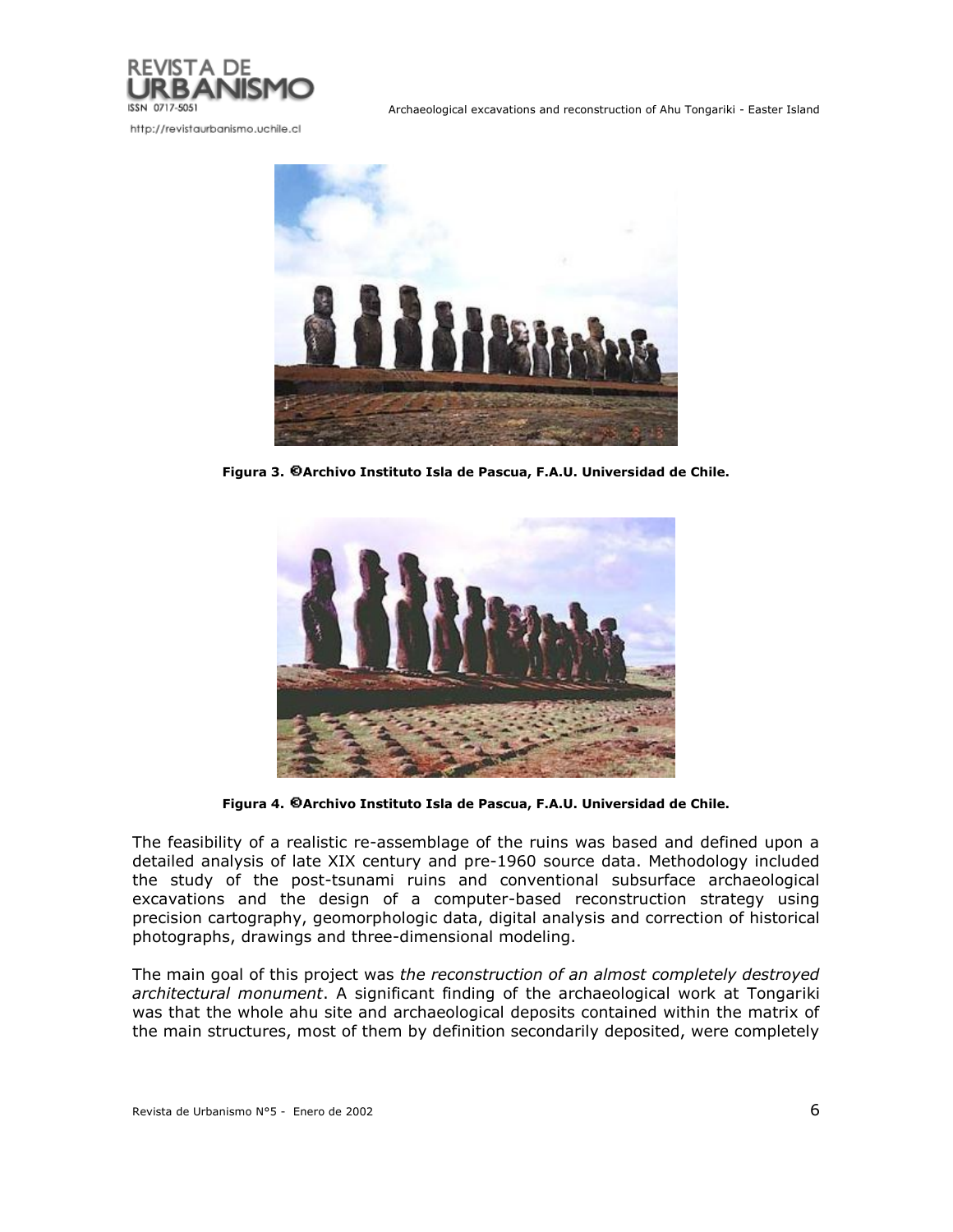Figura 3. ©Archivo Instituto Isla de Pascua, F.A.U. Universidad de Chile.

Figura 4. ©Archivo Instituto Isla de Pascua, F.A.U. Universidad de Chile.

The feasibility of a realistic re-assemblage of the ruins was based and defined upon a detailed analysis of late XIX century and pre-1960 source data. Methodology included the study of the post-tsunami ruins and conventional subsurface archaeological excavations and the design of a computer-based reconstruction strategy using precision cartography, geomorphologic data, digital analysis and correction of historical photographs, drawings and three-dimensional modeling.

The main goal of this project was *the reconstruction of an almost completely destroyed architectural monument*. A significant finding of the archaeological work at Tongariki was that the whole ahu site and archaeological deposits contained within the matrix of the main structures, most of them by definition secondarily deposited, were completely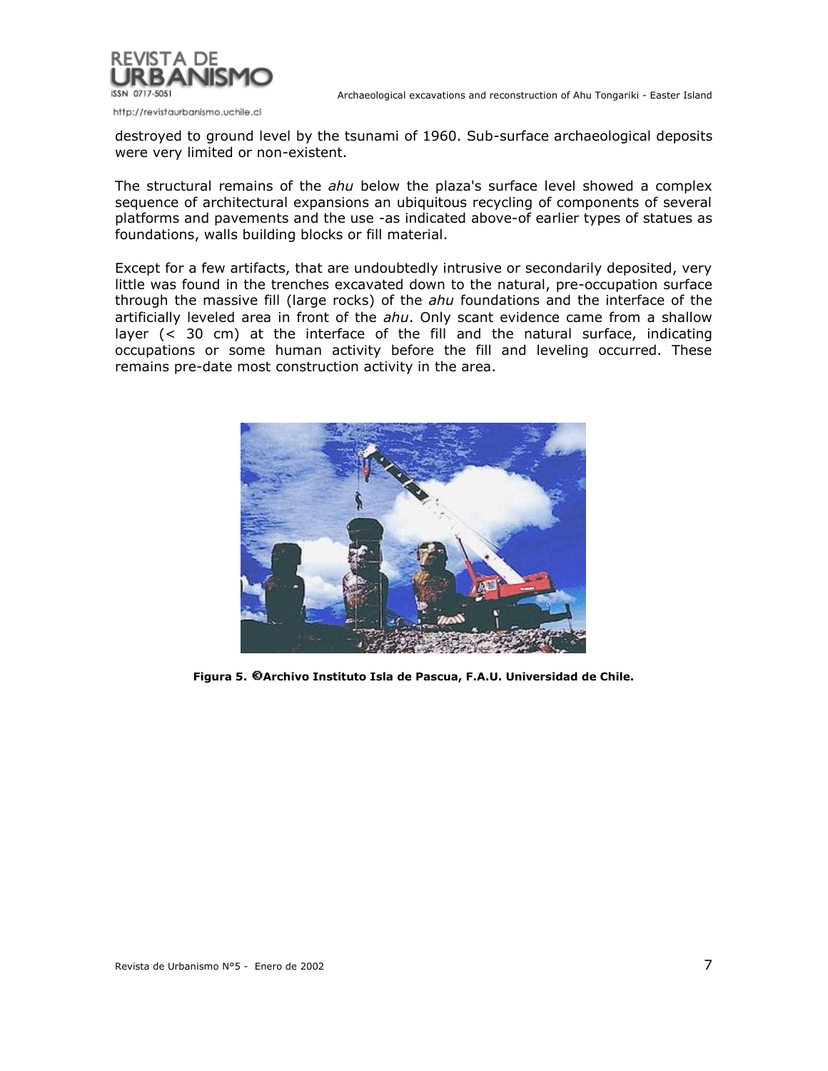destroyed to ground level by the tsunami of 1960. Sub-surface archaeological deposits were very limited or non-existent.

The structural remains of the *ahu* below the plaza's surface level showed a complex sequence of architectural expansions an ubiquitous recycling of components of several platforms and pavements and the use -as indicated above-of earlier types of statues as foundations, walls building blocks or fill material.

Except for a few artifacts, that are undoubtedly intrusive or secondarily deposited, very little was found in the trenches excavated down to the natural, pre-occupation surface through the massive fill (large rocks) of the *ahu* foundations and the interface of the artificially leveled area in front of the *ahu*. Only scant evidence came from a shallow layer (< 30 cm) at the interface of the fill and the natural surface, indicating occupations or some human activity before the fill and leveling occurred. These remains pre-date most construction activity in the area.

**Figura 5. ©Archivo Instituto Isla de Pascua, F.A.U. Universidad de Chile.**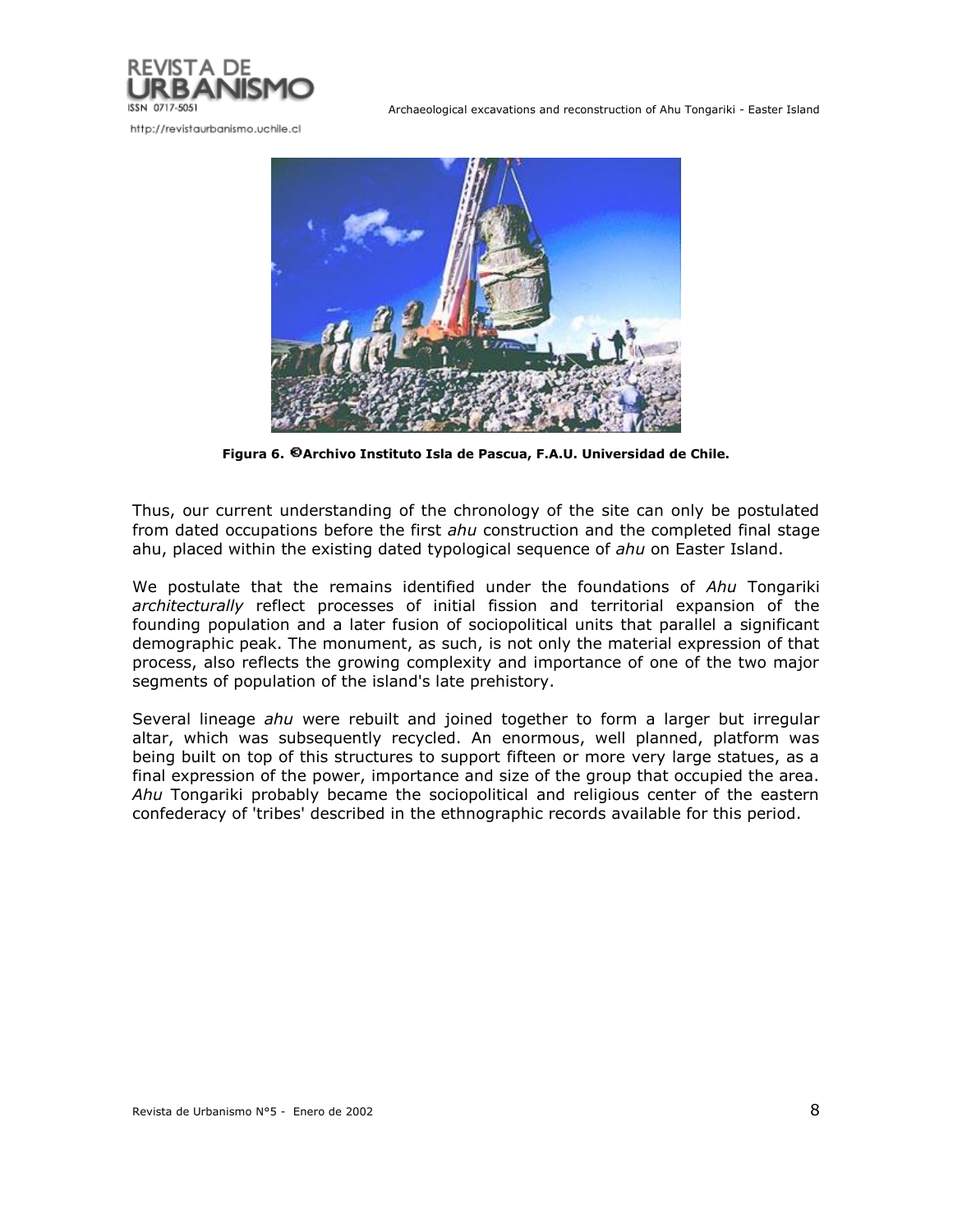Figura 6. ©Archivo Instituto Isla de Pascua, F.A.U. Universidad de Chile.

Thus, our current understanding of the chronology of the site can only be postulated from dated occupations before the first *ahu* construction and the completed final stage ahu, placed within the existing dated typological sequence of *ahu* on Easter Island.

We postulate that the remains identified under the foundations of *Ahu* Tongariki *architecturally* reflect processes of initial fission and territorial expansion of the founding population and a later fusion of sociopolitical units that parallel a significant demographic peak. The monument, as such, is not only the material expression of that process, also reflects the growing complexity and importance of one of the two major segments of population of the island's late prehistory.

Several lineage *ahu* were rebuilt and joined together to form a larger but irregular altar, which was subsequently recycled. An enormous, well planned, platform was being built on top of this structures to support fifteen or more very large statues, as a final expression of the power, importance and size of the group that occupied the area. *Ahu* Tongariki probably became the sociopolitical and religious center of the eastern confederacy of 'tribes' described in the ethnographic records available for this period.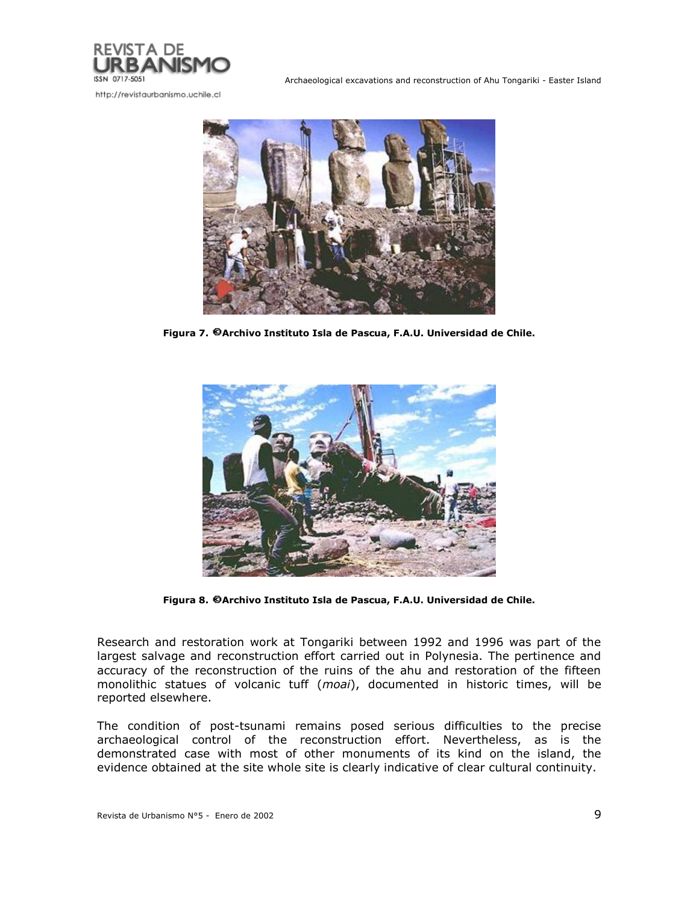Figura 7. ©Archivo Instituto Isla de Pascua, F.A.U. Universidad de Chile.

Figura 8. ©Archivo Instituto Isla de Pascua, F.A.U. Universidad de Chile.

Research and restoration work at Tongariki between 1992 and 1996 was part of the largest salvage and reconstruction effort carried out in Polynesia. The pertinence and accuracy of the reconstruction of the ruins of the ahu and restoration of the fifteen monolithic statues of volcanic tuff (*moai*), documented in historic times, will be reported elsewhere.

The condition of post-tsunami remains posed serious difficulties to the precise archaeological control of the reconstruction effort. Nevertheless, as is the demonstrated case with most of other monuments of its kind on the island, the evidence obtained at the site whole site is clearly indicative of clear cultural continuity.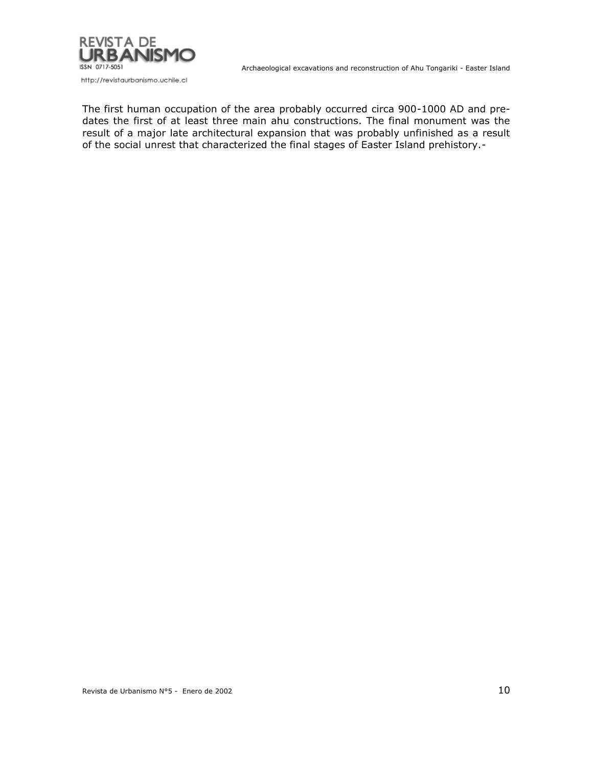The first human occupation of the area probably occurred circa 900-1000 AD and predates the first of at least three main ahu constructions. The final monument was the result of a major late architectural expansion that was probably unfinished as a result of the social unrest that characterized the final stages of Easter Island prehistory.-